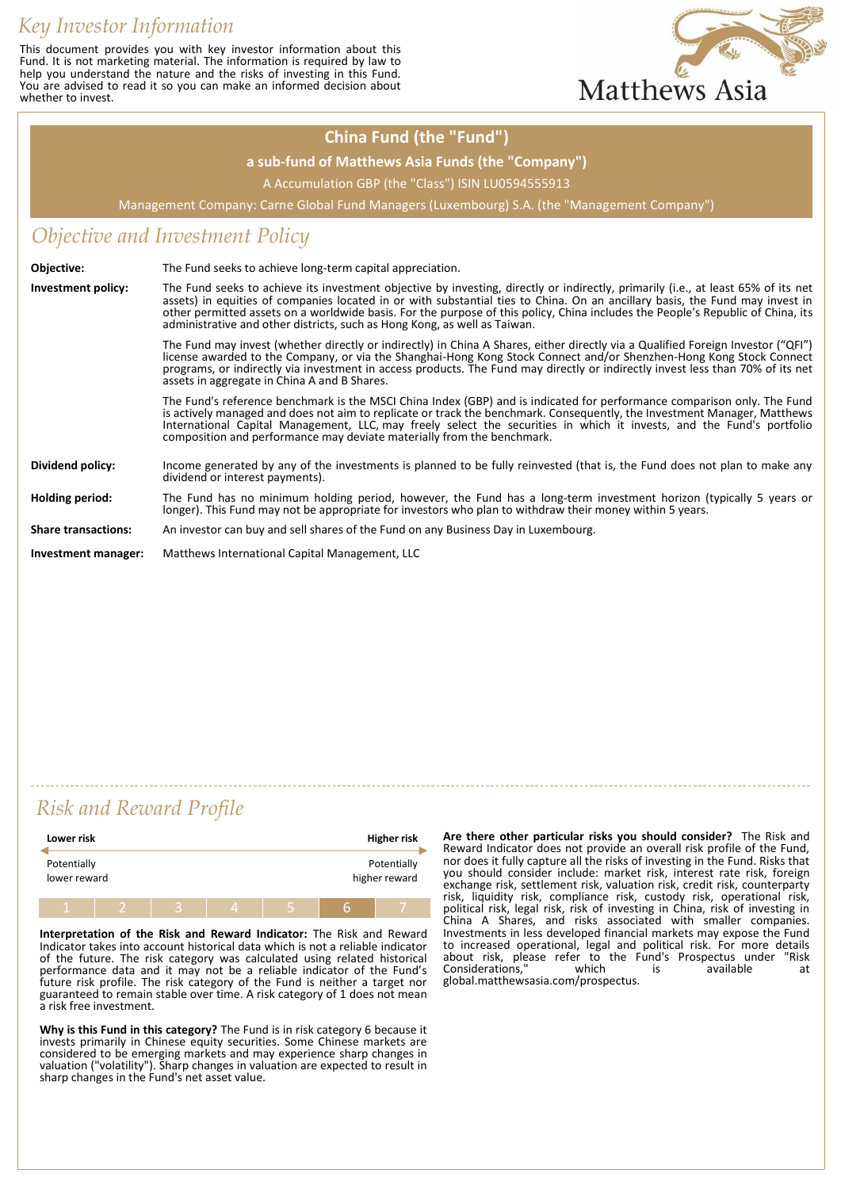# Key Investor Information

This document provides you with key investor information about this Fund. It is not marketing material. The information is required by law to help you understand the nature and the risks of investing in this Fund. You are advised to read it so you can make an informed decision about whether to invest.

Matthews Asia

## China Fund (the "Fund")

**a sub-fund of Matthews Asia Funds (the "Company")**

A Accumulation GBP (the "Class") ISIN LU0594555913

Management Company: Carne Global Fund Managers (Luxembourg) S.A. (the "Management Company")

## Objective and Investment Policy

**Objective:** The Fund seeks to achieve long-term capital appreciation.

**Investment policy:** The Fund seeks to achieve its investment objective by investing, directly or indirectly, primarily (i.e., at least 65% of its net assets) in equities of companies located in or with substantial ties to China. On an ancillary basis, the Fund may invest in other permitted assets on a worldwide basis. For the purpose of this policy, China includes the People's Republic of China, its administrative and other districts, such as Hong Kong, as well as Taiwan.

The Fund may invest (whether directly or indirectly) in China A Shares, either directly via a Qualified Foreign Investor ("QFI") license awarded to the Company, or via the Shanghai-Hong Kong Stock Connect and/or Shenzhen-Hong Kong Stock Connect programs, or indirectly via investment in access products. The Fund may directly or indirectly invest less than 70% of its net assets in aggregate in China A and B Shares.

The Fund's reference benchmark is the MSCI China Index (GBP) and is indicated for performance comparison only. The Fund is actively managed and does not aim to replicate or track the benchmark. Consequently, the Investment Manager, Matthews International Capital Management, LLC, may freely select the securities in which it invests, and the Fund's portfolio composition and performance may deviate materially from the benchmark.

**Dividend policy:** Income generated by any of the investments is planned to be fully reinvested (that is, the Fund does not plan to make any dividend or interest payments).

**Holding period:** The Fund has no minimum holding period, however, the Fund has a long-term investment horizon (typically 5 years or longer). This Fund may not be appropriate for investors who plan to withdraw their money within 5 years.

**Share transactions:** An investor can buy and sell shares of the Fund on any Business Day in Luxembourg.

**Investment manager:** Matthews International Capital Management, LLC

## Risk and Reward Profile

| **Lower risk** | | | | | | **Higher risk** |
|---|---|---|---|---|---|---|
| Potentially lower reward | | | | | | Potentially higher reward |
| 1 | 2 | 3 | 4 | 5 | **6** | 7 |

**Interpretation of the Risk and Reward Indicator:** The Risk and Reward Indicator takes into account historical data which is not a reliable indicator of the future. The risk category was calculated using related historical performance data and it may not be a reliable indicator of the Fund's future risk profile. The risk category of the Fund is neither a target nor guaranteed to remain stable over time. A risk category of 1 does not mean a risk free investment.

**Why is this Fund in this category?** The Fund is in risk category 6 because it invests primarily in Chinese equity securities. Some Chinese markets are considered to be emerging markets and may experience sharp changes in valuation ("volatility"). Sharp changes in valuation are expected to result in sharp changes in the Fund's net asset value.

**Are there other particular risks you should consider?** The Risk and Reward Indicator does not provide an overall risk profile of the Fund, nor does it fully capture all the risks of investing in the Fund. Risks that you should consider include: market risk, interest rate risk, foreign exchange risk, settlement risk, valuation risk, credit risk, counterparty risk, liquidity risk, compliance risk, custody risk, operational risk, political risk, legal risk, risk of investing in China, risk of investing in China A Shares, and risks associated with smaller companies. Investments in less developed financial markets may expose the Fund to increased operational, legal and political risk. For more details about risk, please refer to the Fund's Prospectus under "Risk Considerations," which is available at global.matthewsasia.com/prospectus.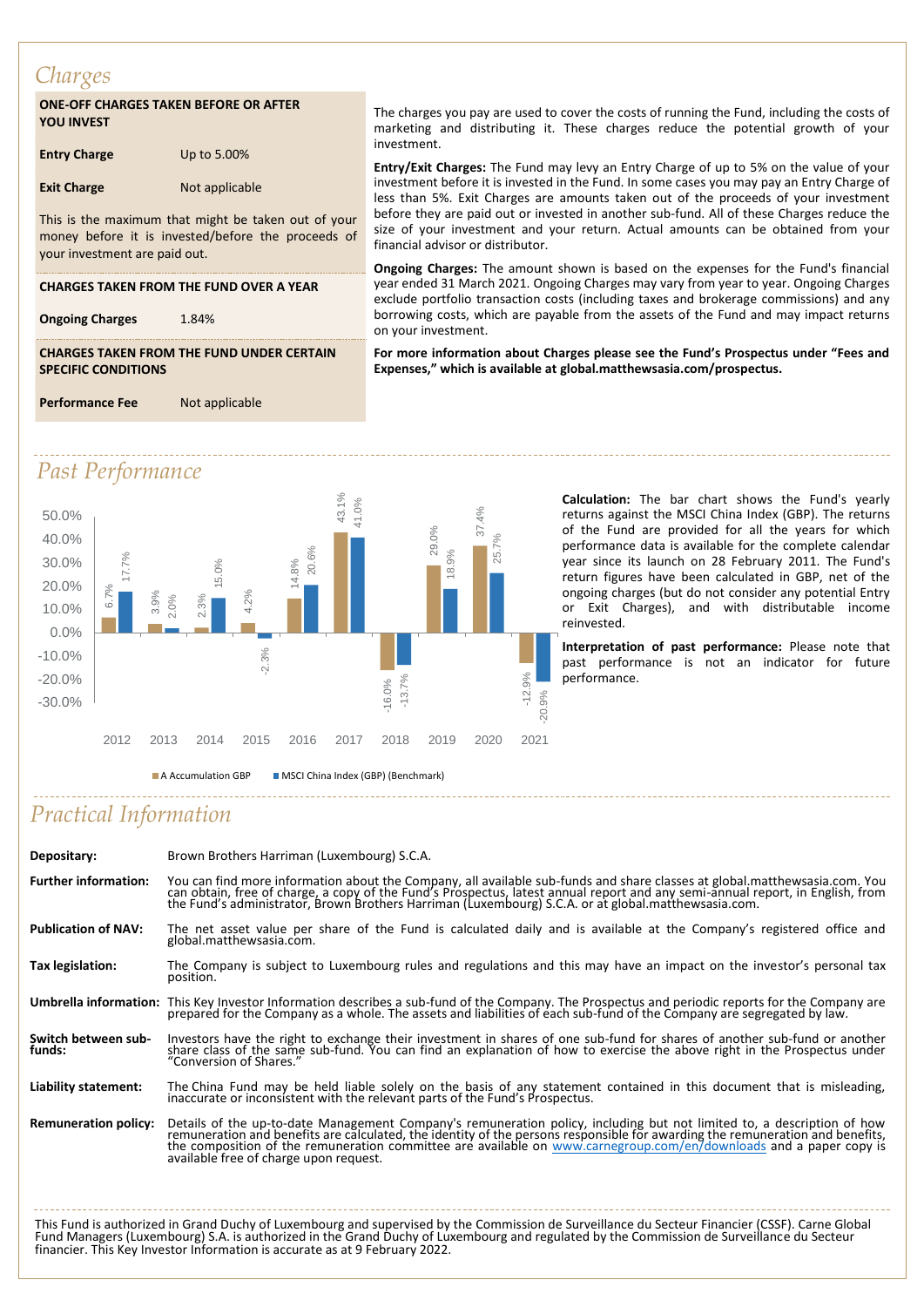## Charges

**ONE-OFF CHARGES TAKEN BEFORE OR AFTER YOU INVEST**

| | |
|---|---|
| **Entry Charge** | Up to 5.00% |
| **Exit Charge** | Not applicable |

This is the maximum that might be taken out of your money before it is invested/before the proceeds of your investment are paid out.

**CHARGES TAKEN FROM THE FUND OVER A YEAR**

| | |
|---|---|
| **Ongoing Charges** | 1.84% |

**CHARGES TAKEN FROM THE FUND UNDER CERTAIN SPECIFIC CONDITIONS**

| | |
|---|---|
| **Performance Fee** | Not applicable |

The charges you pay are used to cover the costs of running the Fund, including the costs of marketing and distributing it. These charges reduce the potential growth of your investment.

**Entry/Exit Charges:** The Fund may levy an Entry Charge of up to 5% on the value of your investment before it is invested in the Fund. In some cases you may pay an Entry Charge of less than 5%. Exit Charges are amounts taken out of the proceeds of your investment before they are paid out or invested in another sub-fund. All of these Charges reduce the size of your investment and your return. Actual amounts can be obtained from your financial advisor or distributor.

**Ongoing Charges:** The amount shown is based on the expenses for the Fund's financial year ended 31 March 2021. Ongoing Charges may vary from year to year. Ongoing Charges exclude portfolio transaction costs (including taxes and brokerage commissions) and any borrowing costs, which are payable from the assets of the Fund and may impact returns on your investment.

**For more information about Charges please see the Fund's Prospectus under "Fees and Expenses," which is available at global.matthewsasia.com/prospectus.**

## Past Performance

50.0%
40.0%
30.0%
20.0%
10.0%
0.0%
-10.0%
-20.0%
-30.0%

2012: 6.7% / 17.7%
2013: 3.9% / 2.0%
2014: 2.3% / 15.0%
2015: 4.2% / -2.3%
2016: 14.8% / 20.6%
2017: 43.1% / 41.0%
2018: -16.0% / -13.7%
2019: 29.0% / 18.9%
2020: 37.4% / 25.7%
2021: -12.9% / -20.9%

A Accumulation GBP
MSCI China Index (GBP) (Benchmark)

**Calculation:** The bar chart shows the Fund's yearly returns against the MSCI China Index (GBP). The returns of the Fund are provided for all the years for which performance data is available for the complete calendar year since its launch on 28 February 2011. The Fund's return figures have been calculated in GBP, net of the ongoing charges (but do not consider any potential Entry or Exit Charges), and with distributable income reinvested.

**Interpretation of past performance:** Please note that past performance is not an indicator for future performance.

## Practical Information

**Depositary:** Brown Brothers Harriman (Luxembourg) S.C.A.

**Further information:** You can find more information about the Company, all available sub-funds and share classes at global.matthewsasia.com. You can obtain, free of charge, a copy of the Fund's Prospectus, latest annual report and any semi-annual report, in English, from the Fund's administrator, Brown Brothers Harriman (Luxembourg) S.C.A. or at global.matthewsasia.com.

**Publication of NAV:** The net asset value per share of the Fund is calculated daily and is available at the Company's registered office and global.matthewsasia.com.

**Tax legislation:** The Company is subject to Luxembourg rules and regulations and this may have an impact on the investor's personal tax position.

**Umbrella information:** This Key Investor Information describes a sub-fund of the Company. The Prospectus and periodic reports for the Company are prepared for the Company as a whole. The assets and liabilities of each sub-fund of the Company are segregated by law.

**Switch between sub-funds:** Investors have the right to exchange their investment in shares of one sub-fund for shares of another sub-fund or another share class of the same sub-fund. You can find an explanation of how to exercise the above right in the Prospectus under "Conversion of Shares."

**Liability statement:** The China Fund may be held liable solely on the basis of any statement contained in this document that is misleading, inaccurate or inconsistent with the relevant parts of the Fund's Prospectus.

**Remuneration policy:** Details of the up-to-date Management Company's remuneration policy, including but not limited to, a description of how remuneration and benefits are calculated, the identity of the persons responsible for awarding the remuneration and benefits, the composition of the remuneration committee are available on www.carnegroup.com/en/downloads and a paper copy is available free of charge upon request.

This Fund is authorized in Grand Duchy of Luxembourg and supervised by the Commission de Surveillance du Secteur Financier (CSSF). Carne Global Fund Managers (Luxembourg) S.A. is authorized in the Grand Duchy of Luxembourg and regulated by the Commission de Surveillance du Secteur financier. This Key Investor Information is accurate as at 9 February 2022.